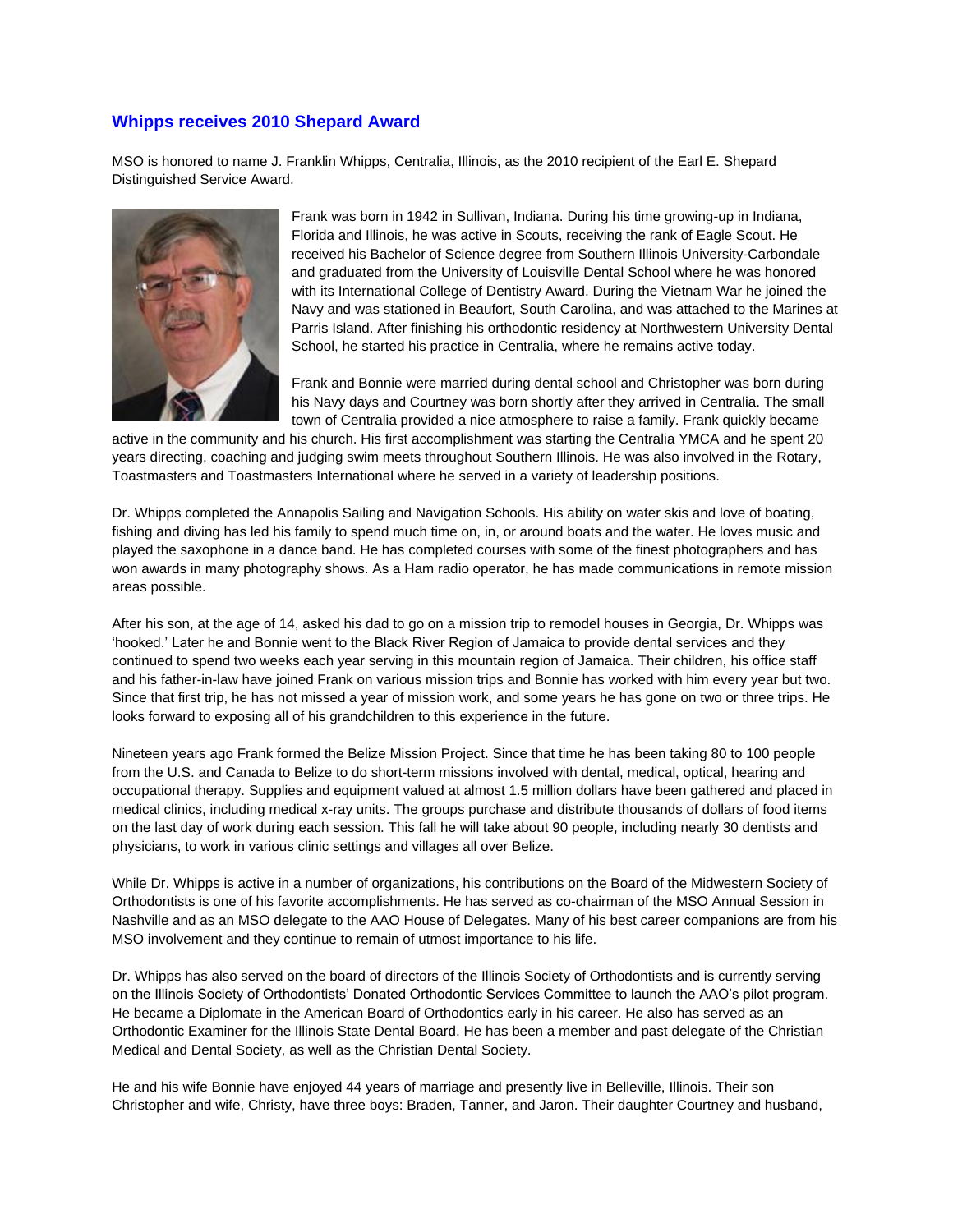## Whipps receives 2010 Shepard Award

MSO is honored to name J. Franklin Whipps, Centralia, Illinois, as the 2010 recipient of the Earl E. Shepard Distinguished Service Award.

Frank was born in 1942 in Sullivan, Indiana. During his time growing-up in Indiana, Florida and Illinois, he was active in Scouts, receiving the rank of Eagle Scout. He received his Bachelor of Science degree from Southern Illinois University-Carbondale and graduated from the University of Louisville Dental School where he was honored with its International College of Dentistry Award. During the Vietnam War he joined the Navy and was stationed in Beaufort, South Carolina, and was attached to the Marines at Parris Island. After finishing his orthodontic residency at Northwestern University Dental School, he started his practice in Centralia, where he remains active today.

Frank and Bonnie were married during dental school and Christopher was born during his Navy days and Courtney was born shortly after they arrived in Centralia. The small town of Centralia provided a nice atmosphere to raise a family. Frank quickly became active in the community and his church. His first accomplishment was starting the Centralia YMCA and he spent 20 years directing, coaching and judging swim meets throughout Southern Illinois. He was also involved in the Rotary, Toastmasters and Toastmasters International where he served in a variety of leadership positions.

Dr. Whipps completed the Annapolis Sailing and Navigation Schools. His ability on water skis and love of boating, fishing and diving has led his family to spend much time on, in, or around boats and the water. He loves music and played the saxophone in a dance band. He has completed courses with some of the finest photographers and has won awards in many photography shows. As a Ham radio operator, he has made communications in remote mission areas possible.

After his son, at the age of 14, asked his dad to go on a mission trip to remodel houses in Georgia, Dr. Whipps was 'hooked.' Later he and Bonnie went to the Black River Region of Jamaica to provide dental services and they continued to spend two weeks each year serving in this mountain region of Jamaica. Their children, his office staff and his father-in-law have joined Frank on various mission trips and Bonnie has worked with him every year but two. Since that first trip, he has not missed a year of mission work, and some years he has gone on two or three trips. He looks forward to exposing all of his grandchildren to this experience in the future.

Nineteen years ago Frank formed the Belize Mission Project. Since that time he has been taking 80 to 100 people from the U.S. and Canada to Belize to do short-term missions involved with dental, medical, optical, hearing and occupational therapy. Supplies and equipment valued at almost 1.5 million dollars have been gathered and placed in medical clinics, including medical x-ray units. The groups purchase and distribute thousands of dollars of food items on the last day of work during each session. This fall he will take about 90 people, including nearly 30 dentists and physicians, to work in various clinic settings and villages all over Belize.

While Dr. Whipps is active in a number of organizations, his contributions on the Board of the Midwestern Society of Orthodontists is one of his favorite accomplishments. He has served as co-chairman of the MSO Annual Session in Nashville and as an MSO delegate to the AAO House of Delegates. Many of his best career companions are from his MSO involvement and they continue to remain of utmost importance to his life.

Dr. Whipps has also served on the board of directors of the Illinois Society of Orthodontists and is currently serving on the Illinois Society of Orthodontists' Donated Orthodontic Services Committee to launch the AAO's pilot program. He became a Diplomate in the American Board of Orthodontics early in his career. He also has served as an Orthodontic Examiner for the Illinois State Dental Board. He has been a member and past delegate of the Christian Medical and Dental Society, as well as the Christian Dental Society.

He and his wife Bonnie have enjoyed 44 years of marriage and presently live in Belleville, Illinois. Their son Christopher and wife, Christy, have three boys: Braden, Tanner, and Jaron. Their daughter Courtney and husband,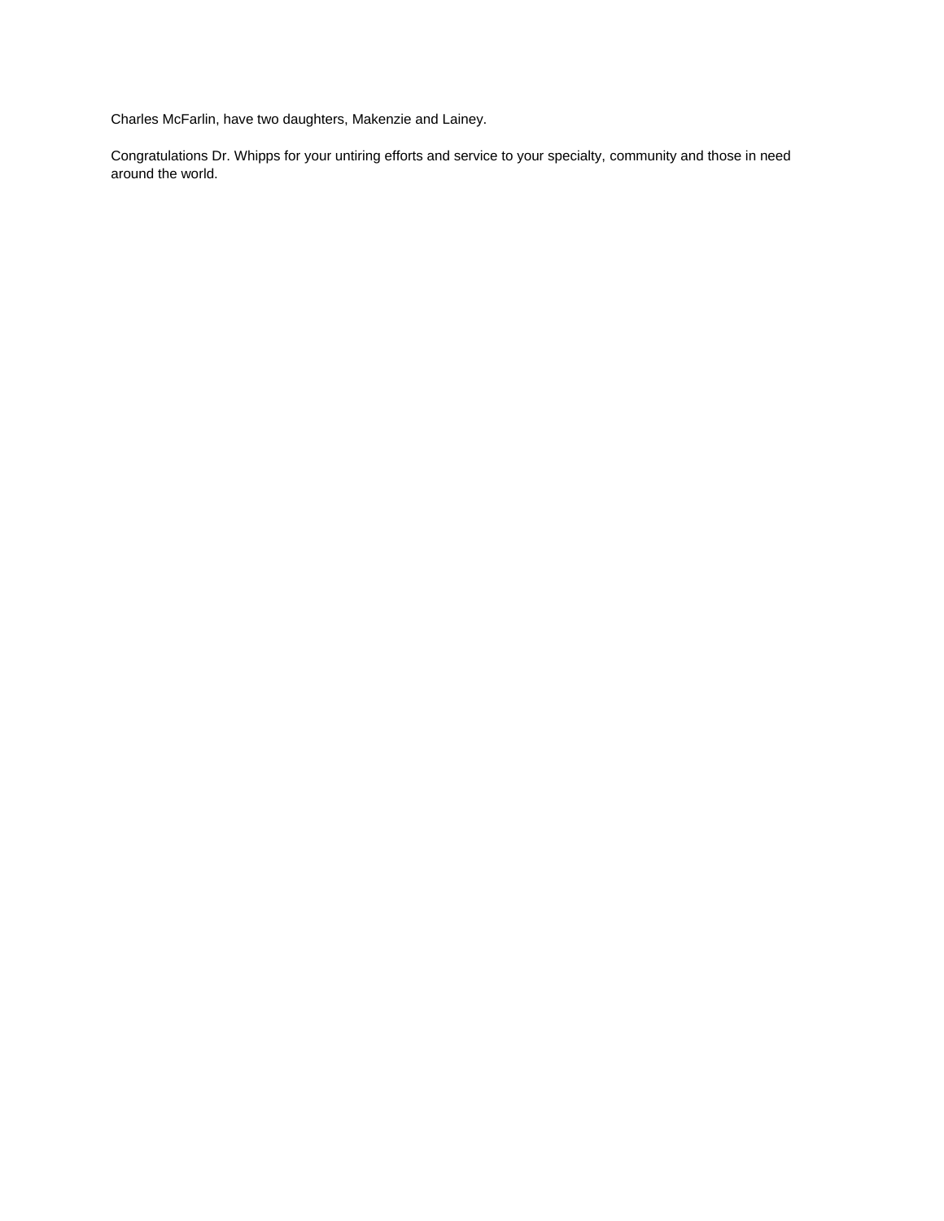Charles McFarlin, have two daughters, Makenzie and Lainey.

Congratulations Dr. Whipps for your untiring efforts and service to your specialty, community and those in need around the world.